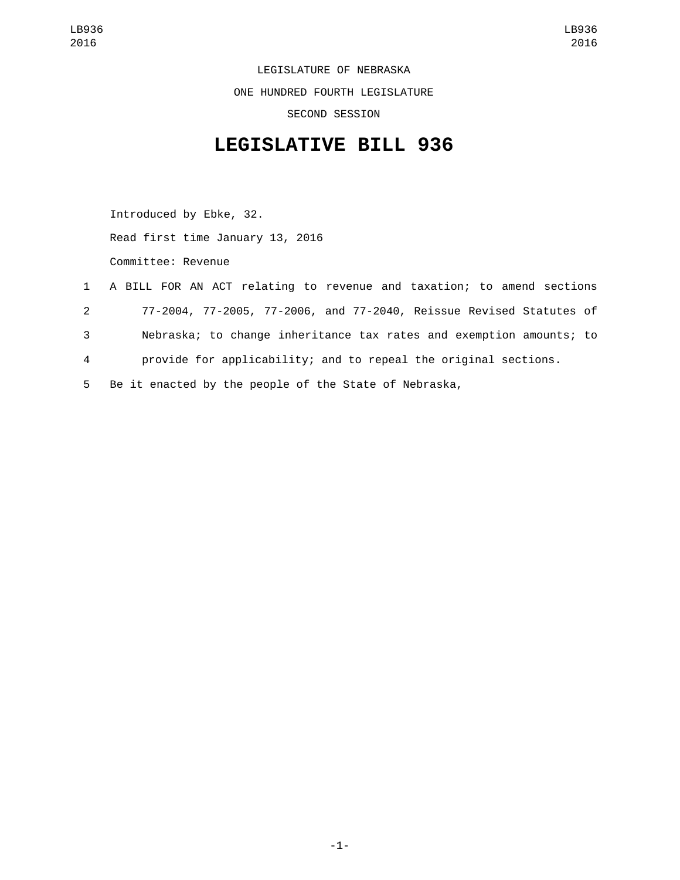LEGISLATURE OF NEBRASKA

ONE HUNDRED FOURTH LEGISLATURE

SECOND SESSION

# LEGISLATIVE BILL 936

Introduced by Ebke, 32.

Read first time January 13, 2016

Committee: Revenue

1 A BILL FOR AN ACT relating to revenue and taxation; to amend sections
2 77-2004, 77-2005, 77-2006, and 77-2040, Reissue Revised Statutes of
3 Nebraska; to change inheritance tax rates and exemption amounts; to
4 provide for applicability; and to repeal the original sections.
5 Be it enacted by the people of the State of Nebraska,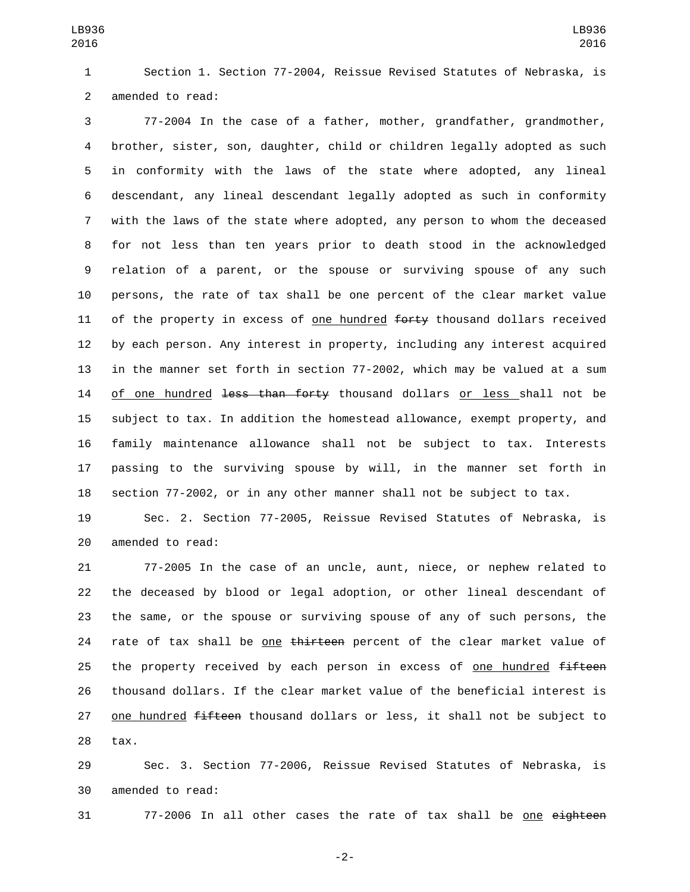Section 1. Section 77-2004, Reissue Revised Statutes of Nebraska, is amended to read:

77-2004 In the case of a father, mother, grandfather, grandmother, brother, sister, son, daughter, child or children legally adopted as such in conformity with the laws of the state where adopted, any lineal descendant, any lineal descendant legally adopted as such in conformity with the laws of the state where adopted, any person to whom the deceased for not less than ten years prior to death stood in the acknowledged relation of a parent, or the spouse or surviving spouse of any such persons, the rate of tax shall be one percent of the clear market value of the property in excess of <u>one hundred</u> ~~forty~~ thousand dollars received by each person. Any interest in property, including any interest acquired in the manner set forth in section 77-2002, which may be valued at a sum <u>of one hundred</u> ~~less than forty~~ thousand dollars <u>or less</u> shall not be subject to tax. In addition the homestead allowance, exempt property, and family maintenance allowance shall not be subject to tax. Interests passing to the surviving spouse by will, in the manner set forth in section 77-2002, or in any other manner shall not be subject to tax.

Sec. 2. Section 77-2005, Reissue Revised Statutes of Nebraska, is amended to read:

77-2005 In the case of an uncle, aunt, niece, or nephew related to the deceased by blood or legal adoption, or other lineal descendant of the same, or the spouse or surviving spouse of any of such persons, the rate of tax shall be <u>one</u> ~~thirteen~~ percent of the clear market value of the property received by each person in excess of <u>one hundred</u> ~~fifteen~~ thousand dollars. If the clear market value of the beneficial interest is <u>one hundred</u> ~~fifteen~~ thousand dollars or less, it shall not be subject to tax.

Sec. 3. Section 77-2006, Reissue Revised Statutes of Nebraska, is amended to read:

77-2006 In all other cases the rate of tax shall be <u>one</u> ~~eighteen~~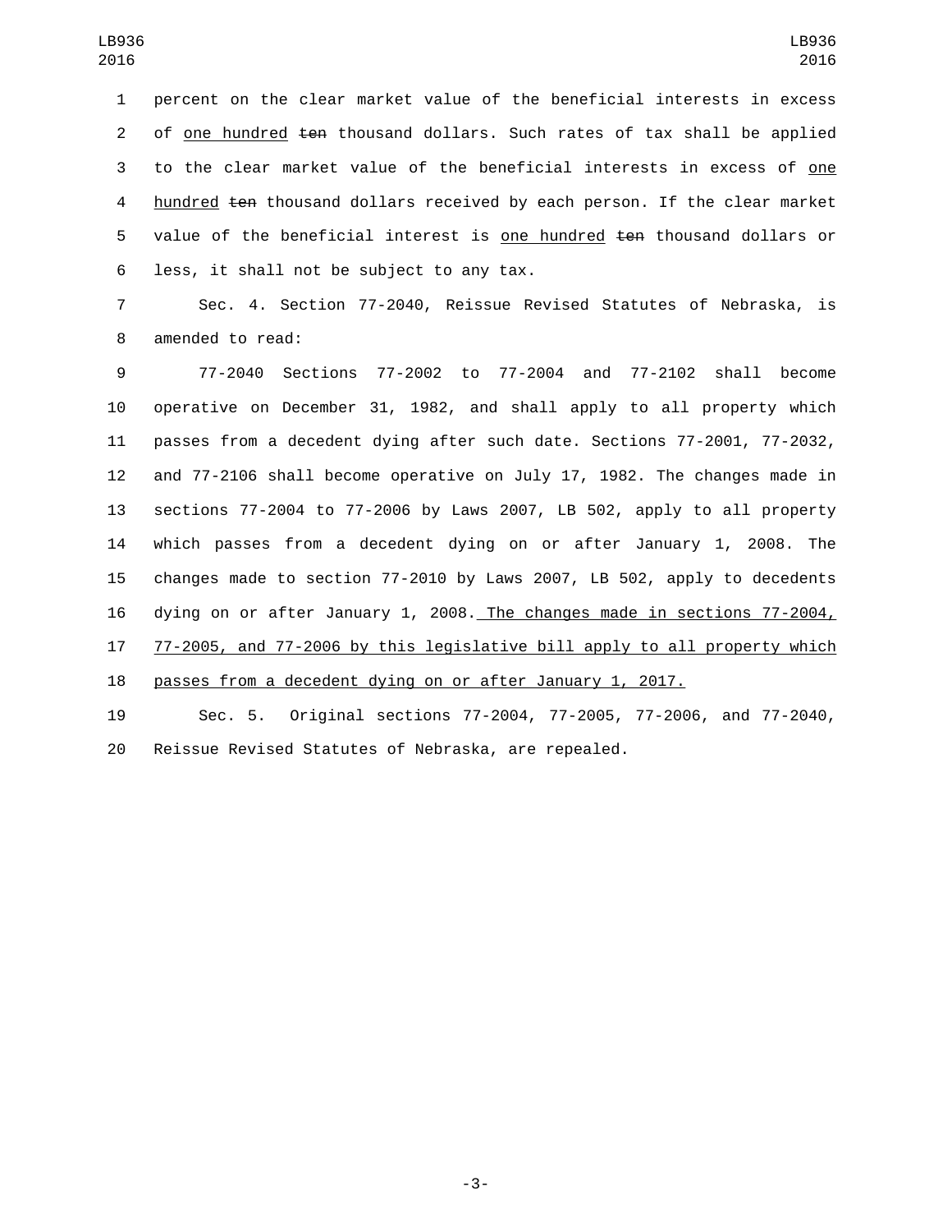percent on the clear market value of the beneficial interests in excess of one hundred ~~ten~~ thousand dollars. Such rates of tax shall be applied to the clear market value of the beneficial interests in excess of one hundred ~~ten~~ thousand dollars received by each person. If the clear market value of the beneficial interest is one hundred ~~ten~~ thousand dollars or less, it shall not be subject to any tax.

Sec. 4. Section 77-2040, Reissue Revised Statutes of Nebraska, is amended to read:

77-2040 Sections 77-2002 to 77-2004 and 77-2102 shall become operative on December 31, 1982, and shall apply to all property which passes from a decedent dying after such date. Sections 77-2001, 77-2032, and 77-2106 shall become operative on July 17, 1982. The changes made in sections 77-2004 to 77-2006 by Laws 2007, LB 502, apply to all property which passes from a decedent dying on or after January 1, 2008. The changes made to section 77-2010 by Laws 2007, LB 502, apply to decedents dying on or after January 1, 2008. The changes made in sections 77-2004, 77-2005, and 77-2006 by this legislative bill apply to all property which passes from a decedent dying on or after January 1, 2017.

Sec. 5. Original sections 77-2004, 77-2005, 77-2006, and 77-2040, Reissue Revised Statutes of Nebraska, are repealed.